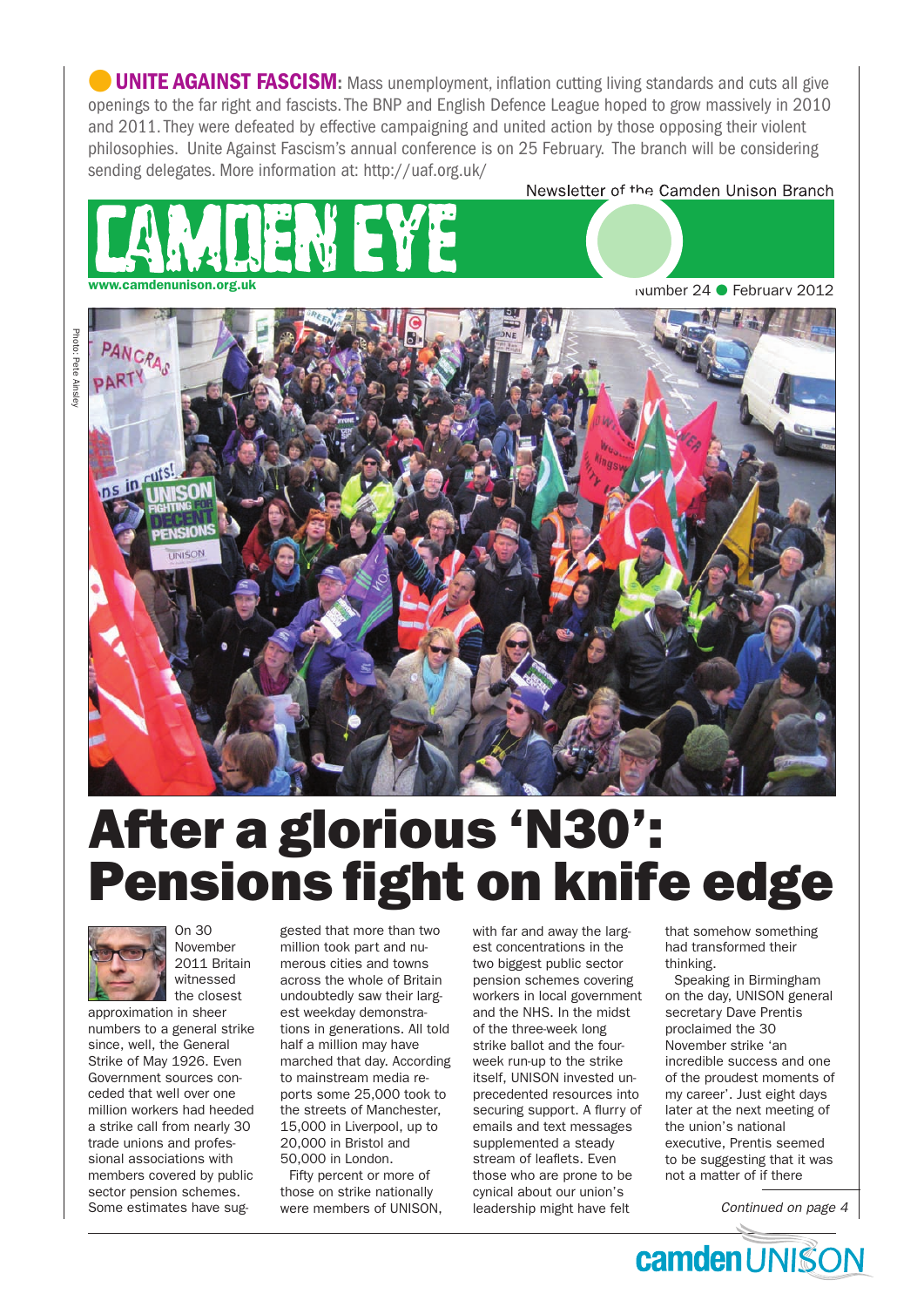**UNITE AGAINST FASCISM:** Mass unemployment, inflation cutting living standards and cuts all give openings to the far right and fascists. The BNP and English Defence League hoped to grow massively in 2010 and 2011. They were defeated by effective campaigning and united action by those opposing their violent philosophies. Unite Against Fascism's annual conference is on 25 February. The branch will be considering sending delegates. More information at: http://uaf.org.uk/

Newsletter of the Camden Unison Branch

# CAMDEN EYE

www.camdenunison.org.uk

Number 24 ● February 2012

Photo: Pete Ainsley

# After a glorious 'N30': Pensions fight on knife edge

On 30 November 2011 Britain witnessed the closest approximation in sheer numbers to a general strike since, well, the General Strike of May 1926. Even Government sources conceded that well over one million workers had heeded a strike call from nearly 30 trade unions and professional associations with members covered by public sector pension schemes. Some estimates have suggested that more than two million took part and numerous cities and towns across the whole of Britain undoubtedly saw their largest weekday demonstrations in generations. All told half a million may have marched that day. According to mainstream media reports some 25,000 took to the streets of Manchester, 15,000 in Liverpool, up to 20,000 in Bristol and 50,000 in London.

Fifty percent or more of those on strike nationally were members of UNISON, with far and away the largest concentrations in the two biggest public sector pension schemes covering workers in local government and the NHS. In the midst of the three-week long strike ballot and the four-week run-up to the strike itself, UNISON invested unprecedented resources into securing support. A flurry of emails and text messages supplemented a steady stream of leaflets. Even those who are prone to be cynical about our union's leadership might have felt that somehow something had transformed their thinking.

Speaking in Birmingham on the day, UNISON general secretary Dave Prentis proclaimed the 30 November strike 'an incredible success and one of the proudest moments of my career'. Just eight days later at the next meeting of the union's national executive, Prentis seemed to be suggesting that it was not a matter of if there

*Continued on page 4*

camden UNISON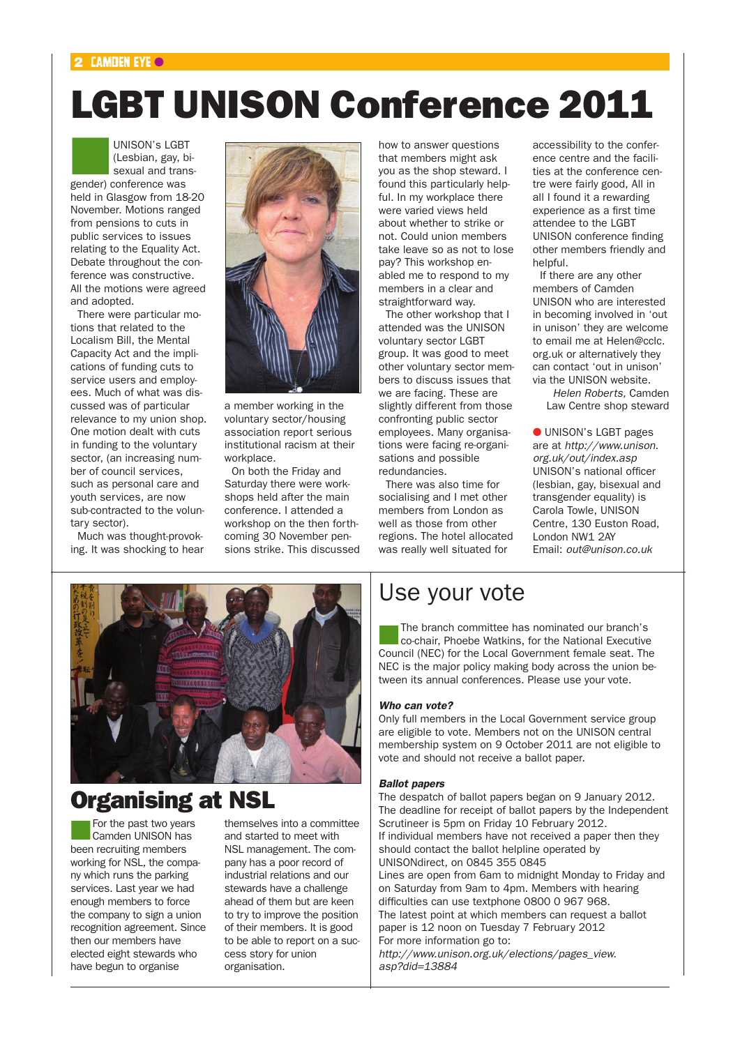# LGBT UNISON Conference 2011

UNISON's LGBT (Lesbian, gay, bisexual and transgender) conference was held in Glasgow from 18-20 November. Motions ranged from pensions to cuts in public services to issues relating to the Equality Act. Debate throughout the conference was constructive. All the motions were agreed and adopted.

There were particular motions that related to the Localism Bill, the Mental Capacity Act and the implications of funding cuts to service users and employees. Much of what was discussed was of particular relevance to my union shop. One motion dealt with cuts in funding to the voluntary sector, (an increasing number of council services, such as personal care and youth services, are now sub-contracted to the voluntary sector).

Much was thought-provoking. It was shocking to hear a member working in the voluntary sector/housing association report serious institutional racism at their workplace.

On both the Friday and Saturday there were workshops held after the main conference. I attended a workshop on the then forthcoming 30 November pensions strike. This discussed how to answer questions that members might ask you as the shop steward. I found this particularly helpful. In my workplace there were varied views held about whether to strike or not. Could union members take leave so as not to lose pay? This workshop enabled me to respond to my members in a clear and straightforward way.

The other workshop that I attended was the UNISON voluntary sector LGBT group. It was good to meet other voluntary sector members to discuss issues that we are facing. These are slightly different from those confronting public sector employees. Many organisations were facing re-organisations and possible redundancies.

There was also time for socialising and I met other members from London as well as those from other regions. The hotel allocated was really well situated for accessibility to the conference centre and the facilities at the conference centre were fairly good, All in all I found it a rewarding experience as a first time attendee to the LGBT UNISON conference finding other members friendly and helpful.

If there are any other members of Camden UNISON who are interested in becoming involved in 'out in unison' they are welcome to email me at Helen@cclc.org.uk or alternatively they can contact 'out in unison' via the UNISON website.

*Helen Roberts,* Camden Law Centre shop steward

● UNISON's LGBT pages are at *http://www.unison.org.uk/out/index.asp* UNISON's national officer (lesbian, gay, bisexual and transgender equality) is Carola Towle, UNISON Centre, 130 Euston Road, London NW1 2AY Email: *out@unison.co.uk*

## Organising at NSL

For the past two years Camden UNISON has been recruiting members working for NSL, the company which runs the parking services. Last year we had enough members to force the company to sign a union recognition agreement. Since then our members have elected eight stewards who have begun to organise themselves into a committee and started to meet with NSL management. The company has a poor record of industrial relations and our stewards have a challenge ahead of them but are keen to try to improve the position of their members. It is good to be able to report on a success story for union organisation.

## Use your vote

The branch committee has nominated our branch's co-chair, Phoebe Watkins, for the National Executive Council (NEC) for the Local Government female seat. The NEC is the major policy making body across the union between its annual conferences. Please use your vote.

***Who can vote?***

Only full members in the Local Government service group are eligible to vote. Members not on the UNISON central membership system on 9 October 2011 are not eligible to vote and should not receive a ballot paper.

***Ballot papers***

The despatch of ballot papers began on 9 January 2012. The deadline for receipt of ballot papers by the Independent Scrutineer is 5pm on Friday 10 February 2012.

If individual members have not received a paper then they should contact the ballot helpline operated by UNISONdirect, on 0845 355 0845

Lines are open from 6am to midnight Monday to Friday and on Saturday from 9am to 4pm. Members with hearing difficulties can use textphone 0800 0 967 968.

The latest point at which members can request a ballot paper is 12 noon on Tuesday 7 February 2012

For more information go to:

*http://www.unison.org.uk/elections/pages_view.asp?did=13884*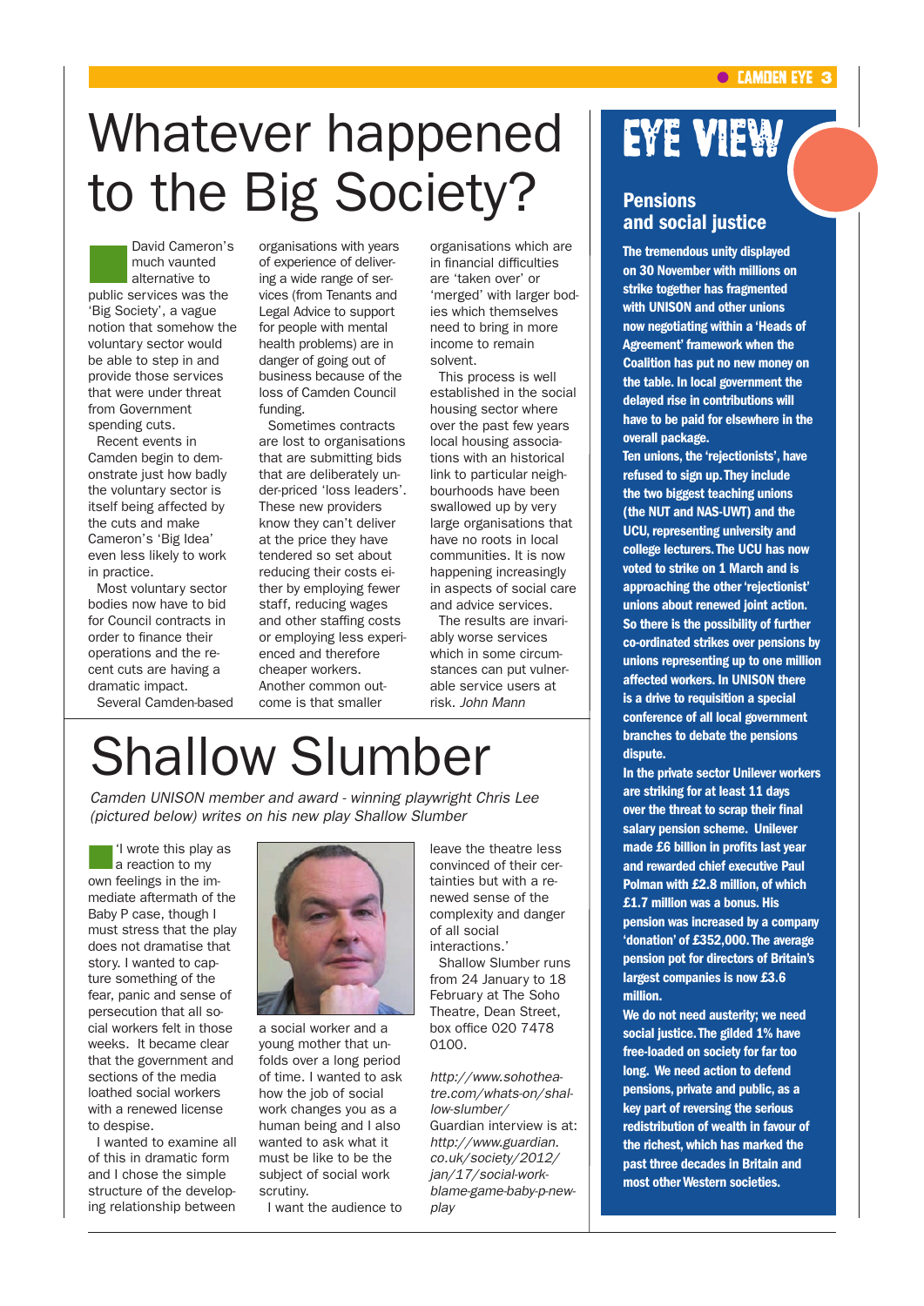# Whatever happened to the Big Society?

David Cameron's much vaunted alternative to public services was the 'Big Society', a vague notion that somehow the voluntary sector would be able to step in and provide those services that were under threat from Government spending cuts.

Recent events in Camden begin to demonstrate just how badly the voluntary sector is itself being affected by the cuts and make Cameron's 'Big Idea' even less likely to work in practice.

Most voluntary sector bodies now have to bid for Council contracts in order to finance their operations and the recent cuts are having a dramatic impact.

Several Camden-based organisations with years of experience of delivering a wide range of services (from Tenants and Legal Advice to support for people with mental health problems) are in danger of going out of business because of the loss of Camden Council funding.

Sometimes contracts are lost to organisations that are submitting bids that are deliberately under-priced 'loss leaders'. These new providers know they can't deliver at the price they have tendered so set about reducing their costs either by employing fewer staff, reducing wages and other staffing costs or employing less experienced and therefore cheaper workers. Another common outcome is that smaller organisations which are in financial difficulties are 'taken over' or 'merged' with larger bodies which themselves need to bring in more income to remain solvent.

This process is well established in the social housing sector where over the past few years local housing associations with an historical link to particular neighbourhoods have been swallowed up by very large organisations that have no roots in local communities. It is now happening increasingly in aspects of social care and advice services.

The results are invariably worse services which in some circumstances can put vulnerable service users at risk. *John Mann*

# Shallow Slumber

*Camden UNISON member and award - winning playwright Chris Lee (pictured below) writes on his new play Shallow Slumber*

'I wrote this play as a reaction to my own feelings in the immediate aftermath of the Baby P case, though I must stress that the play does not dramatise that story. I wanted to capture something of the fear, panic and sense of persecution that all social workers felt in those weeks. It became clear that the government and sections of the media loathed social workers with a renewed license to despise.

I wanted to examine all of this in dramatic form and I chose the simple structure of the developing relationship between a social worker and a young mother that unfolds over a long period of time. I wanted to ask how the job of social work changes you as a human being and I also wanted to ask what it must be like to be the subject of social work scrutiny.

I want the audience to leave the theatre less convinced of their certainties but with a renewed sense of the complexity and danger of all social interactions.'

Shallow Slumber runs from 24 January to 18 February at The Soho Theatre, Dean Street, box office 020 7478 0100.

*http://www.sohotheatre.com/whats-on/shallow-slumber/*

Guardian interview is at: *http://www.guardian.co.uk/society/2012/jan/17/social-work-blame-game-baby-p-new-play*

# EYE VIEW

## Pensions and social justice

**The tremendous unity displayed on 30 November with millions on strike together has fragmented with UNISON and other unions now negotiating within a 'Heads of Agreement' framework when the Coalition has put no new money on the table. In local government the delayed rise in contributions will have to be paid for elsewhere in the overall package.**

**Ten unions, the 'rejectionists', have refused to sign up. They include the two biggest teaching unions (the NUT and NAS-UWT) and the UCU, representing university and college lecturers. The UCU has now voted to strike on 1 March and is approaching the other 'rejectionist' unions about renewed joint action. So there is the possibility of further co-ordinated strikes over pensions by unions representing up to one million affected workers. In UNISON there is a drive to requisition a special conference of all local government branches to debate the pensions dispute.**

**In the private sector Unilever workers are striking for at least 11 days over the threat to scrap their final salary pension scheme. Unilever made £6 billion in profits last year and rewarded chief executive Paul Polman with £2.8 million, of which £1.7 million was a bonus. His pension was increased by a company 'donation' of £352,000. The average pension pot for directors of Britain's largest companies is now £3.6 million.**

**We do not need austerity; we need social justice. The gilded 1% have free-loaded on society for far too long. We need action to defend pensions, private and public, as a key part of reversing the serious redistribution of wealth in favour of the richest, which has marked the past three decades in Britain and most other Western societies.**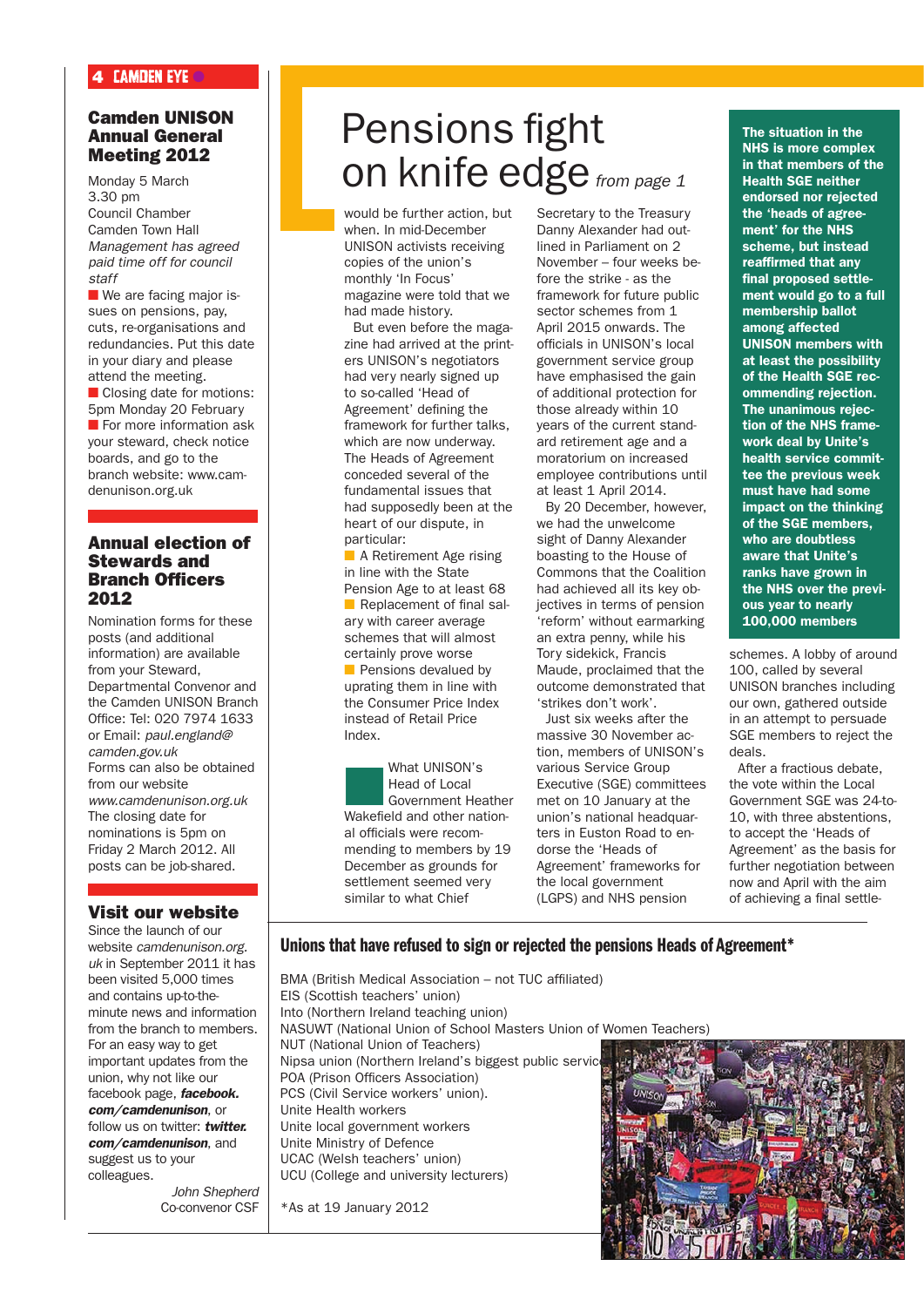## Camden UNISON Annual General Meeting 2012

Monday 5 March
3.30 pm
Council Chamber
Camden Town Hall
*Management has agreed paid time off for council staff*

- We are facing major issues on pensions, pay, cuts, re-organisations and redundancies. Put this date in your diary and please attend the meeting.
- Closing date for motions: 5pm Monday 20 February
- For more information ask your steward, check notice boards, and go to the branch website: www.camdenunison.org.uk

## Annual election of Stewards and Branch Officers 2012

Nomination forms for these posts (and additional information) are available from your Steward, Departmental Convenor and the Camden UNISON Branch Office: Tel: 020 7974 1633 or Email: *paul.england@camden.gov.uk*

Forms can also be obtained from our website *www.camdenunison.org.uk*

The closing date for nominations is 5pm on Friday 2 March 2012. All posts can be job-shared.

## Visit our website

Since the launch of our website *camdenunison.org.uk* in September 2011 it has been visited 5,000 times and contains up-to-the-minute news and information from the branch to members. For an easy way to get important updates from the union, why not like our facebook page, ***facebook.com/camdenunison***, or follow us on twitter: ***twitter.com/camdenunison***, and suggest us to your colleagues.

*John Shepherd*
Co-convenor CSF

# Pensions fight on knife edge *from page 1*

would be further action, but when. In mid-December UNISON activists receiving copies of the union's monthly 'In Focus' magazine were told that we had made history.

But even before the magazine had arrived at the printers UNISON's negotiators had very nearly signed up to so-called 'Head of Agreement' defining the framework for further talks, which were now underway. The Heads of Agreement conceded several of the fundamental issues that had supposedly been at the heart of our dispute, in particular:

- A Retirement Age rising in line with the State Pension Age to at least 68
- Replacement of final salary with career average schemes that will almost certainly prove worse
- Pensions devalued by uprating them in line with the Consumer Price Index instead of Retail Price Index.

What UNISON's Head of Local Government Heather Wakefield and other national officials were recommending to members by 19 December as grounds for settlement seemed very similar to what Chief Secretary to the Treasury Danny Alexander had outlined in Parliament on 2 November – four weeks before the strike - as the framework for future public sector schemes from 1 April 2015 onwards. The officials in UNISON's local government service group have emphasised the gain of additional protection for those already within 10 years of the current standard retirement age and a moratorium on increased employee contributions until at least 1 April 2014.

By 20 December, however, we had the unwelcome sight of Danny Alexander boasting to the House of Commons that the Coalition had achieved all its key objectives in terms of pension 'reform' without earmarking an extra penny, while his Tory sidekick, Francis Maude, proclaimed that the outcome demonstrated that 'strikes don't work'.

Just six weeks after the massive 30 November action, members of UNISON's various Service Group Executive (SGE) committees met on 10 January at the union's national headquarters in Euston Road to endorse the 'Heads of Agreement' frameworks for the local government (LGPS) and NHS pension schemes. A lobby of around 100, called by several UNISON branches including our own, gathered outside in an attempt to persuade SGE members to reject the deals.

After a fractious debate, the vote within the Local Government SGE was 24-to-10, with three abstentions, to accept the 'Heads of Agreement' as the basis for further negotiation between now and April with the aim of achieving a final settle-

**The situation in the NHS is more complex in that members of the Health SGE neither endorsed nor rejected the 'heads of agreement' for the NHS scheme, but instead reaffirmed that any final proposed settlement would go to a full membership ballot among affected UNISON members with at least the possibility of the Health SGE recommending rejection. The unanimous rejection of the NHS framework deal by Unite's health service committee the previous week must have had some impact on the thinking of the SGE members, who are doubtless aware that Unite's ranks have grown in the NHS over the previous year to nearly 100,000 members**

### Unions that have refused to sign or rejected the pensions Heads of Agreement*

BMA (British Medical Association – not TUC affiliated)
EIS (Scottish teachers' union)
Into (Northern Ireland teaching union)
NASUWT (National Union of School Masters Union of Women Teachers)
NUT (National Union of Teachers)
Nipsa union (Northern Ireland's biggest public servic
POA (Prison Officers Association)
PCS (Civil Service workers' union).
Unite Health workers
Unite local government workers
Unite Ministry of Defence
UCAC (Welsh teachers' union)
UCU (College and university lecturers)

*As at 19 January 2012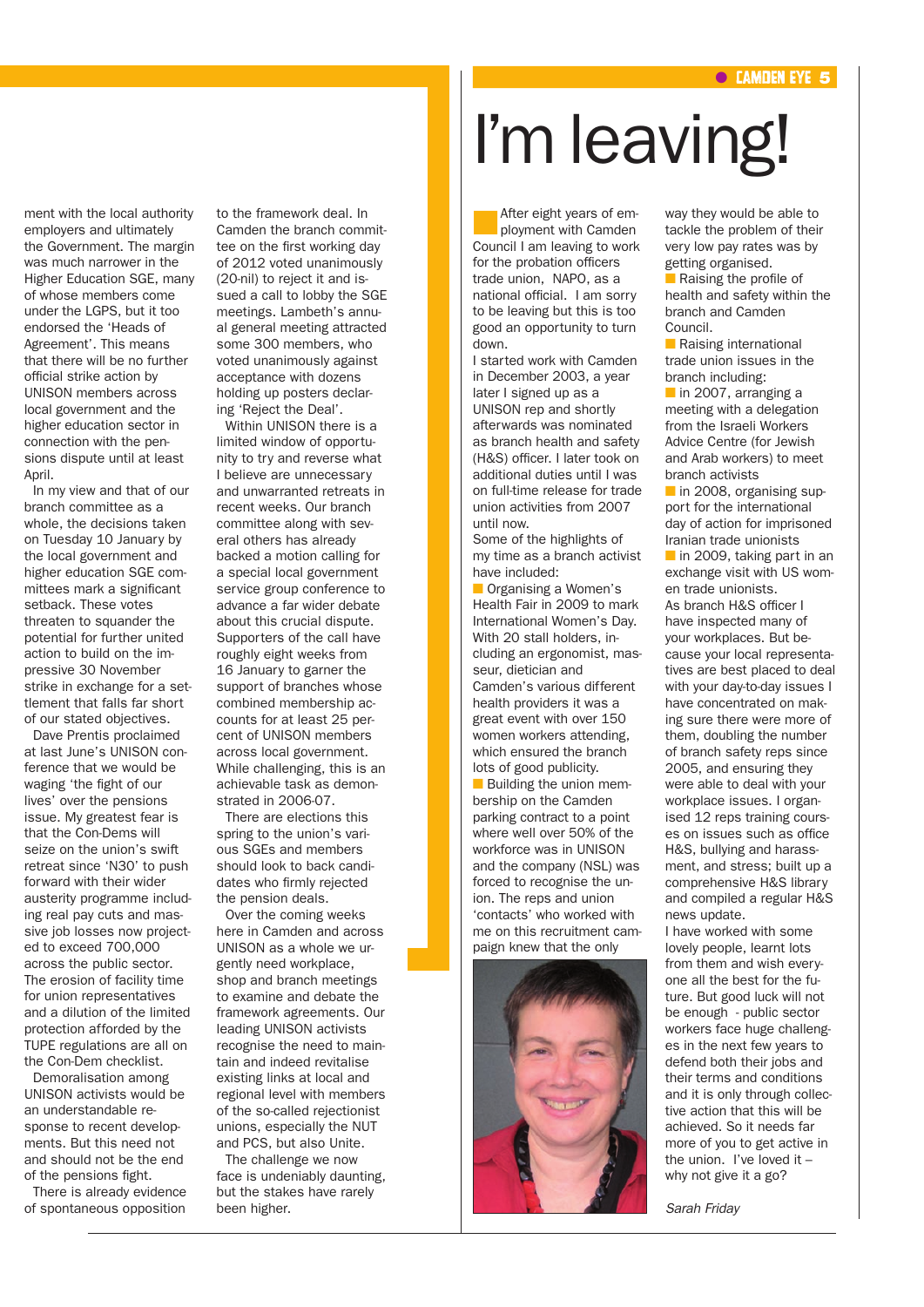ment with the local authority employers and ultimately the Government. The margin was much narrower in the Higher Education SGE, many of whose members come under the LGPS, but it too endorsed the 'Heads of Agreement'. This means that there will be no further official strike action by UNISON members across local government and the higher education sector in connection with the pensions dispute until at least April.

In my view and that of our branch committee as a whole, the decisions taken on Tuesday 10 January by the local government and higher education SGE committees mark a significant setback. These votes threaten to squander the potential for further united action to build on the impressive 30 November strike in exchange for a settlement that falls far short of our stated objectives.

Dave Prentis proclaimed at last June's UNISON conference that we would be waging 'the fight of our lives' over the pensions issue. My greatest fear is that the Con-Dems will seize on the union's swift retreat since 'N30' to push forward with their wider austerity programme including real pay cuts and massive job losses now projected to exceed 700,000 across the public sector. The erosion of facility time for union representatives and a dilution of the limited protection afforded by the TUPE regulations are all on the Con-Dem checklist.

Demoralisation among UNISON activists would be an understandable response to recent developments. But this need not and should not be the end of the pensions fight.

There is already evidence of spontaneous opposition to the framework deal. In Camden the branch committee on the first working day of 2012 voted unanimously (20-nil) to reject it and issued a call to lobby the SGE meetings. Lambeth's annual general meeting attracted some 300 members, who voted unanimously against acceptance with dozens holding up posters declaring 'Reject the Deal'.

Within UNISON there is a limited window of opportunity to try and reverse what I believe are unnecessary and unwarranted retreats in recent weeks. Our branch committee along with several others has already backed a motion calling for a special local government service group conference to advance a far wider debate about this crucial dispute. Supporters of the call have roughly eight weeks from 16 January to garner the support of branches whose combined membership accounts for at least 25 per cent of UNISON members across local government. While challenging, this is an achievable task as demonstrated in 2006-07.

There are elections this spring to the union's various SGEs and members should look to back candidates who firmly rejected the pension deals.

Over the coming weeks here in Camden and across UNISON as a whole we urgently need workplace, shop and branch meetings to examine and debate the framework agreements. Our leading UNISON activists recognise the need to maintain and indeed revitalise existing links at local and regional level with members of the so-called rejectionist unions, especially the NUT and PCS, but also Unite.

The challenge we now face is undeniably daunting, but the stakes have rarely been higher.

# I'm leaving!

After eight years of employment with Camden Council I am leaving to work for the probation officers trade union, NAPO, as a national official. I am sorry to be leaving but this is too good an opportunity to turn down.

I started work with Camden in December 2003, a year later I signed up as a UNISON rep and shortly afterwards was nominated as branch health and safety (H&S) officer. I later took on additional duties until I was on full-time release for trade union activities from 2007 until now.

Some of the highlights of my time as a branch activist have included:

- Organising a Women's Health Fair in 2009 to mark International Women's Day. With 20 stall holders, including an ergonomist, masseur, dietician and Camden's various different health providers it was a great event with over 150 women workers attending, which ensured the branch lots of good publicity.
- Building the union membership on the Camden parking contract to a point where well over 50% of the workforce was in UNISON and the company (NSL) was forced to recognise the union. The reps and union 'contacts' who worked with me on this recruitment campaign knew that the only way they would be able to tackle the problem of their very low pay rates was by getting organised.
- Raising the profile of health and safety within the branch and Camden Council.
- Raising international trade union issues in the branch including:
- in 2007, arranging a meeting with a delegation from the Israeli Workers Advice Centre (for Jewish and Arab workers) to meet branch activists
- in 2008, organising support for the international day of action for imprisoned Iranian trade unionists
- in 2009, taking part in an exchange visit with US women trade unionists.

As branch H&S officer I have inspected many of your workplaces. But because your local representatives are best placed to deal with your day-to-day issues I have concentrated on making sure there were more of them, doubling the number of branch safety reps since 2005, and ensuring they were able to deal with your workplace issues. I organised 12 reps training courses on issues such as office H&S, bullying and harassment, and stress; built up a comprehensive H&S library and compiled a regular H&S news update.

I have worked with some lovely people, learnt lots from them and wish everyone all the best for the future. But good luck will not be enough - public sector workers face huge challenges in the next few years to defend both their jobs and their terms and conditions and it is only through collective action that this will be achieved. So it needs far more of you to get active in the union. I've loved it – why not give it a go?

*Sarah Friday*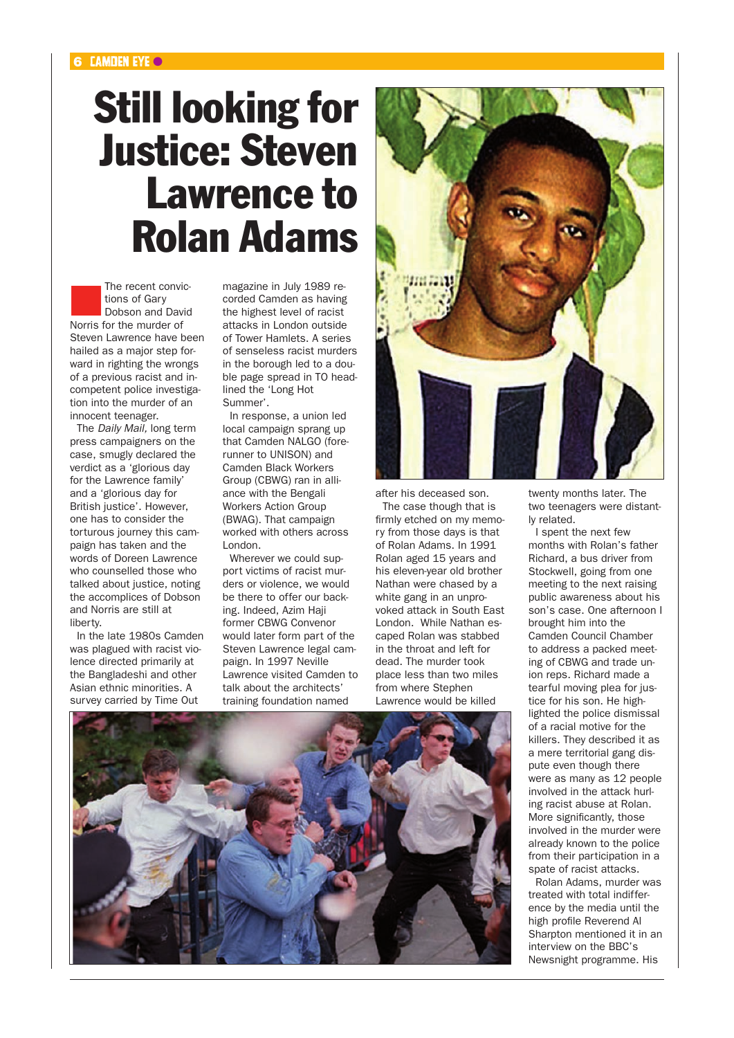# Still looking for Justice: Steven Lawrence to Rolan Adams

The recent convictions of Gary Dobson and David Norris for the murder of Steven Lawrence have been hailed as a major step forward in righting the wrongs of a previous racist and incompetent police investigation into the murder of an innocent teenager.

The *Daily Mail,* long term press campaigners on the case, smugly declared the verdict as a 'glorious day for the Lawrence family' and a 'glorious day for British justice'. However, one has to consider the torturous journey this campaign has taken and the words of Doreen Lawrence who counselled those who talked about justice, noting the accomplices of Dobson and Norris are still at liberty.

In the late 1980s Camden was plagued with racist violence directed primarily at the Bangladeshi and other Asian ethnic minorities. A survey carried by Time Out magazine in July 1989 recorded Camden as having the highest level of racist attacks in London outside of Tower Hamlets. A series of senseless racist murders in the borough led to a double page spread in TO headlined the 'Long Hot Summer'.

In response, a union led local campaign sprang up that Camden NALGO (forerunner to UNISON) and Camden Black Workers Group (CBWG) ran in alliance with the Bengali Workers Action Group (BWAG). That campaign worked with others across London.

Wherever we could support victims of racist murders or violence, we would be there to offer our backing. Indeed, Azim Haji former CBWG Convenor would later form part of the Steven Lawrence legal campaign. In 1997 Neville Lawrence visited Camden to talk about the architects' training foundation named after his deceased son.

The case though that is firmly etched on my memory from those days is that of Rolan Adams. In 1991 Rolan aged 15 years and his eleven-year old brother Nathan were chased by a white gang in an unprovoked attack in South East London. While Nathan escaped Rolan was stabbed in the throat and left for dead. The murder took place less than two miles from where Stephen Lawrence would be killed twenty months later. The two teenagers were distantly related.

I spent the next few months with Rolan's father Richard, a bus driver from Stockwell, going from one meeting to the next raising public awareness about his son's case. One afternoon I brought him into the Camden Council Chamber to address a packed meeting of CBWG and trade union reps. Richard made a tearful moving plea for justice for his son. He highlighted the police dismissal of a racial motive for the killers. They described it as a mere territorial gang dispute even though there were as many as 12 people involved in the attack hurling racist abuse at Rolan. More significantly, those involved in the murder were already known to the police from their participation in a spate of racist attacks.

Rolan Adams, murder was treated with total indifference by the media until the high profile Reverend Al Sharpton mentioned it in an interview on the BBC's Newsnight programme. His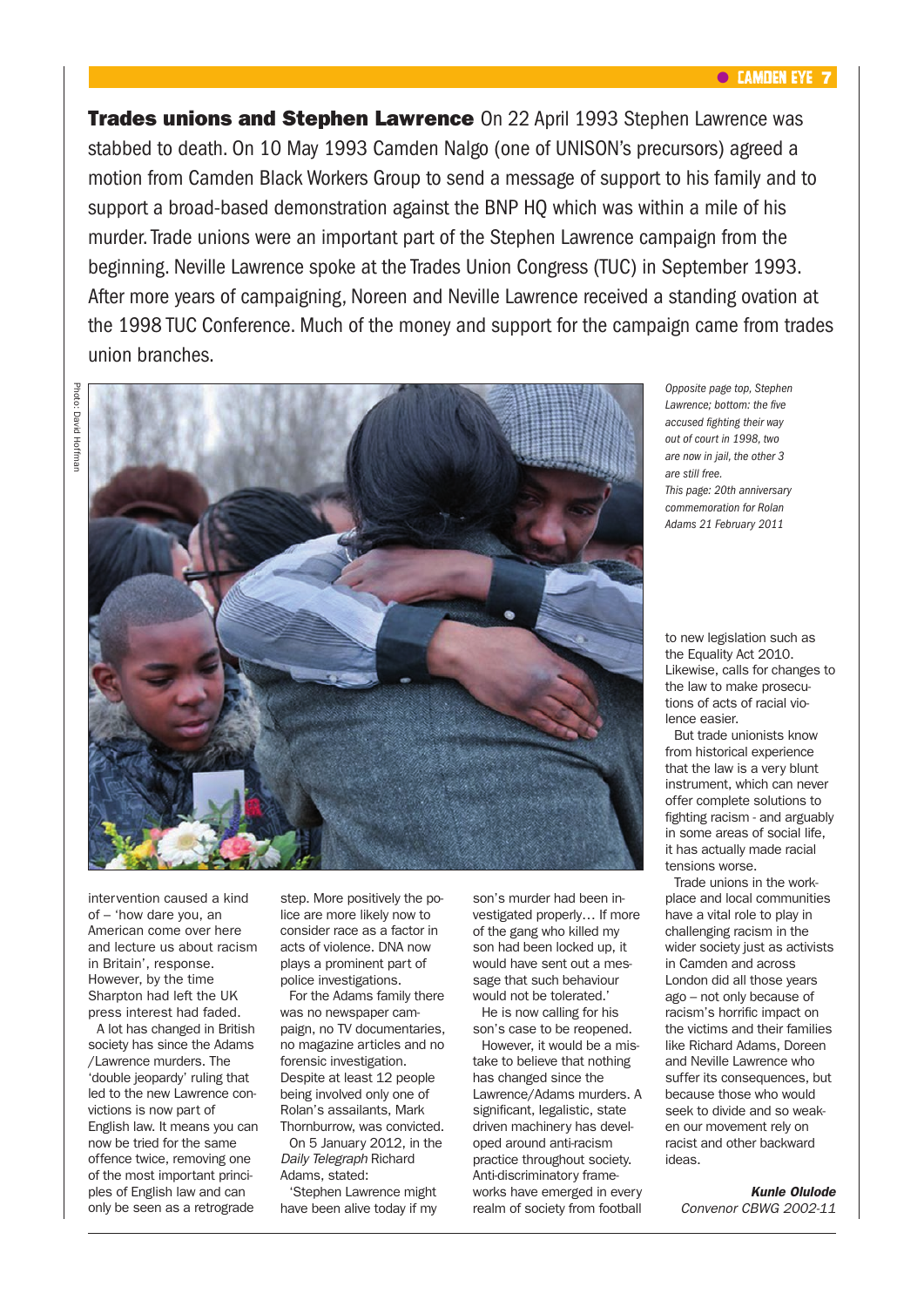**Trades unions and Stephen Lawrence** On 22 April 1993 Stephen Lawrence was stabbed to death. On 10 May 1993 Camden Nalgo (one of UNISON's precursors) agreed a motion from Camden Black Workers Group to send a message of support to his family and to support a broad-based demonstration against the BNP HQ which was within a mile of his murder. Trade unions were an important part of the Stephen Lawrence campaign from the beginning. Neville Lawrence spoke at the Trades Union Congress (TUC) in September 1993. After more years of campaigning, Noreen and Neville Lawrence received a standing ovation at the 1998 TUC Conference. Much of the money and support for the campaign came from trades union branches.

Photo: David Hoffman

*Opposite page top, Stephen Lawrence; bottom: the five accused fighting their way out of court in 1998, two are now in jail, the other 3 are still free. This page: 20th anniversary commemoration for Rolan Adams 21 February 2011*

intervention caused a kind of – 'how dare you, an American come over here and lecture us about racism in Britain', response. However, by the time Sharpton had left the UK press interest had faded.

A lot has changed in British society has since the Adams /Lawrence murders. The 'double jeopardy' ruling that led to the new Lawrence convictions is now part of English law. It means you can now be tried for the same offence twice, removing one of the most important principles of English law and can only be seen as a retrograde step. More positively the police are more likely now to consider race as a factor in acts of violence. DNA now plays a prominent part of police investigations.

For the Adams family there was no newspaper campaign, no TV documentaries, no magazine articles and no forensic investigation. Despite at least 12 people being involved only one of Rolan's assailants, Mark Thornburrow, was convicted.

On 5 January 2012, in the *Daily Telegraph* Richard Adams, stated:

'Stephen Lawrence might have been alive today if my son's murder had been investigated properly… If more of the gang who killed my son had been locked up, it would have sent out a message that such behaviour would not be tolerated.'

He is now calling for his son's case to be reopened.

However, it would be a mistake to believe that nothing has changed since the Lawrence/Adams murders. A significant, legalistic, state driven machinery has developed around anti-racism practice throughout society. Anti-discriminatory frameworks have emerged in every realm of society from football to new legislation such as the Equality Act 2010. Likewise, calls for changes to the law to make prosecutions of acts of racial violence easier.

But trade unionists know from historical experience that the law is a very blunt instrument, which can never offer complete solutions to fighting racism - and arguably in some areas of social life, it has actually made racial tensions worse.

Trade unions in the workplace and local communities have a vital role to play in challenging racism in the wider society just as activists in Camden and across London did all those years ago – not only because of racism's horrific impact on the victims and their families like Richard Adams, Doreen and Neville Lawrence who suffer its consequences, but because those who would seek to divide and so weaken our movement rely on racist and other backward ideas.

***Kunle Olulode***
*Convenor CBWG 2002-11*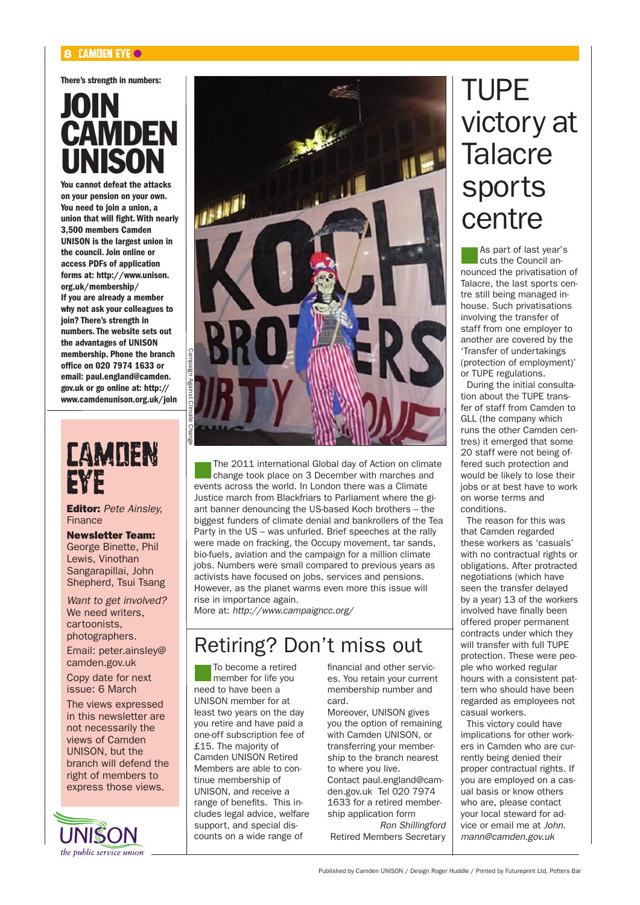There's strength in numbers:

# JOIN CAMDEN UNISON

**You cannot defeat the attacks on your pension on your own. You need to join a union, a union that will fight. With nearly 3,500 members Camden UNISON is the largest union in the council. Join online or access PDFs of application forms at: http://www.unison.org.uk/membership/**

**If you are already a member why not ask your colleagues to join? There's strength in numbers. The website sets out the advantages of UNISON membership. Phone the branch office on 020 7974 1633 or email: paul.england@camden.gov.uk or go online at: http://www.camdenunison.org.uk/join**

## CAMDEN EYE

**Editor:** *Pete Ainsley,* Finance

**Newsletter Team:** George Binette, Phil Lewis, Vinothan Sangarapillai, John Shepherd, Tsui Tsang

*Want to get involved?* We need writers, cartoonists, photographers.

Email: peter.ainsley@camden.gov.uk

Copy date for next issue: 6 March

The views expressed in this newsletter are not necessarily the views of Camden UNISON, but the branch will defend the right of members to express those views.

UNISON
*the public service union*

Campaign Against Climate Change

The 2011 international Global day of Action on climate change took place on 3 December with marches and events across the world. In London there was a Climate Justice march from Blackfriars to Parliament where the giant banner denouncing the US-based Koch brothers – the biggest funders of climate denial and bankrollers of the Tea Party in the US – was unfurled. Brief speeches at the rally were made on fracking, the Occupy movement, tar sands, bio-fuels, aviation and the campaign for a million climate jobs. Numbers were small compared to previous years as activists have focused on jobs, services and pensions. However, as the planet warms even more this issue will rise in importance again.
More at: *http://www.campaigncc.org/*

## Retiring? Don't miss out

To become a retired member for life you need to have been a UNISON member for at least two years on the day you retire and have paid a one-off subscription fee of £15. The majority of Camden UNISON Retired Members are able to continue membership of UNISON, and receive a range of benefits. This includes legal advice, welfare support, and special discounts on a wide range of financial and other services. You retain your current membership number and card.

Moreover, UNISON gives you the option of remaining with Camden UNISON, or transferring your membership to the branch nearest to where you live.

Contact paul.england@camden.gov.uk Tel 020 7974 1633 for a retired membership application form

*Ron Shillingford*
Retired Members Secretary

# TUPE victory at Talacre sports centre

As part of last year's cuts the Council announced the privatisation of Talacre, the last sports centre still being managed in-house. Such privatisations involving the transfer of staff from one employer to another are covered by the 'Transfer of undertakings (protection of employment)' or TUPE regulations.

During the initial consultation about the TUPE transfer of staff from Camden to GLL (the company which runs the other Camden centres) it emerged that some 20 staff were not being offered such protection and would be likely to lose their jobs or at best have to work on worse terms and conditions.

The reason for this was that Camden regarded these workers as 'casuals' with no contractual rights or obligations. After protracted negotiations (which have seen the transfer delayed by a year) 13 of the workers involved have finally been offered proper permanent contracts under which they will transfer with full TUPE protection. These were people who worked regular hours with a consistent pattern who should have been regarded as employees not casual workers.

This victory could have implications for other workers in Camden who are currently being denied their proper contractual rights. If you are employed on a casual basis or know others who are, please contact your local steward for advice or email me at *John.mann@camden.gov.uk*

Published by Camden UNISON / Design Roger Huddle / Printed by Futureprint Ltd, Potters Bar